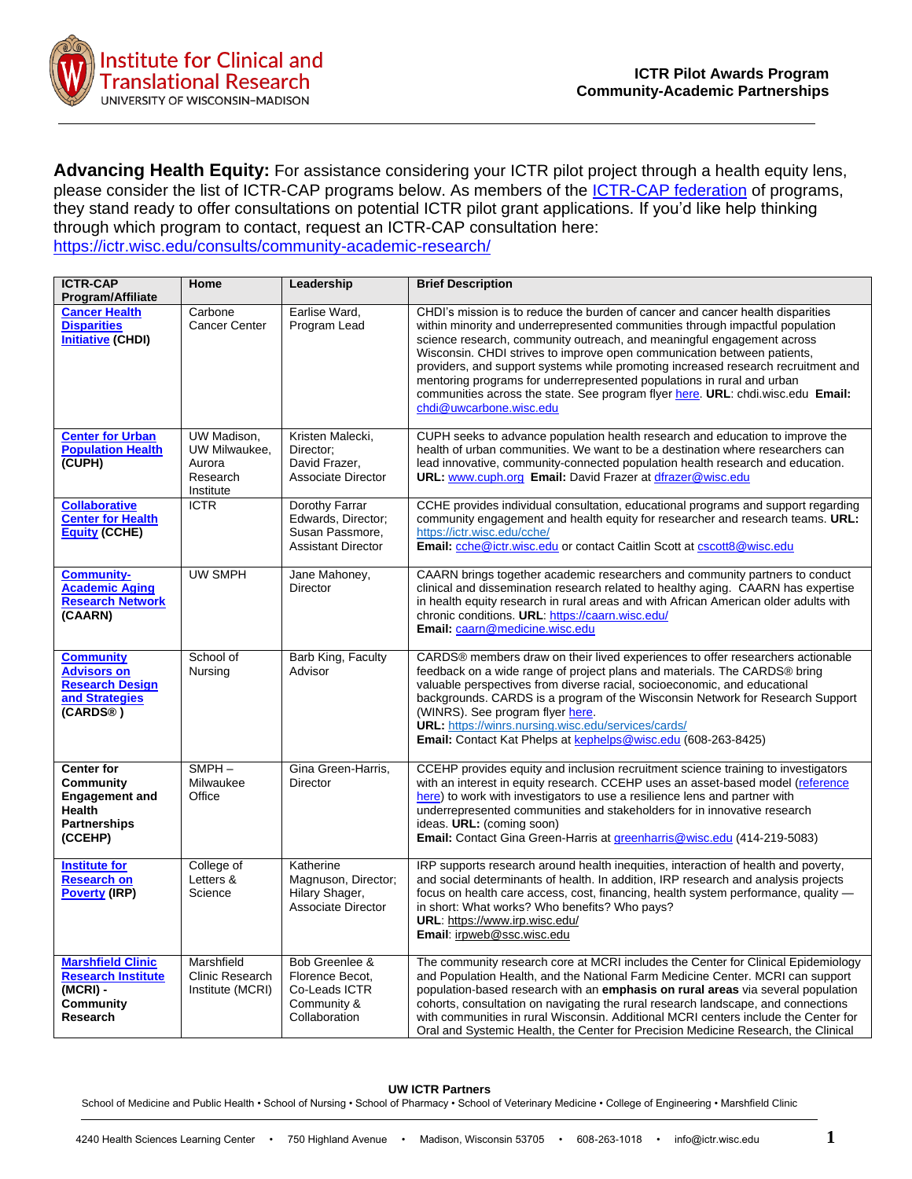**ICTR Pilot Awards Program**
**Community-Academic Partnerships**

**Advancing Health Equity:** For assistance considering your ICTR pilot project through a health equity lens, please consider the list of ICTR-CAP programs below. As members of the ICTR-CAP federation of programs, they stand ready to offer consultations on potential ICTR pilot grant applications. If you'd like help thinking through which program to contact, request an ICTR-CAP consultation here: https://ictr.wisc.edu/consults/community-academic-research/

| ICTR-CAP Program/Affiliate | Home | Leadership | Brief Description |
|---|---|---|---|
| **Cancer Health Disparities Initiative (CHDI)** | Carbone Cancer Center | Earlise Ward, Program Lead | CHDI's mission is to reduce the burden of cancer and cancer health disparities within minority and underrepresented communities through impactful population science research, community outreach, and meaningful engagement across Wisconsin. CHDI strives to improve open communication between patients, providers, and support systems while promoting increased research recruitment and mentoring programs for underrepresented populations in rural and urban communities across the state. See program flyer here. **URL**: chdi.wisc.edu **Email:** chdi@uwcarbone.wisc.edu |
| **Center for Urban Population Health (CUPH)** | UW Madison, UW Milwaukee, Aurora Research Institute | Kristen Malecki, Director; David Frazer, Associate Director | CUPH seeks to advance population health research and education to improve the health of urban communities. We want to be a destination where researchers can lead innovative, community-connected population health research and education. **URL:** www.cuph.org **Email:** David Frazer at dfrazer@wisc.edu |
| **Collaborative Center for Health Equity (CCHE)** | ICTR | Dorothy Farrar Edwards, Director; Susan Passmore, Assistant Director | CCHE provides individual consultation, educational programs and support regarding community engagement and health equity for researcher and research teams. **URL:** https://ictr.wisc.edu/cche/ **Email:** cche@ictr.wisc.edu or contact Caitlin Scott at cscott8@wisc.edu |
| **Community-Academic Aging Research Network (CAARN)** | UW SMPH | Jane Mahoney, Director | CAARN brings together academic researchers and community partners to conduct clinical and dissemination research related to healthy aging. CAARN has expertise in health equity research in rural areas and with African American older adults with chronic conditions. **URL:** https://caarn.wisc.edu/ **Email:** caarn@medicine.wisc.edu |
| **Community Advisors on Research Design and Strategies (CARDS® )** | School of Nursing | Barb King, Faculty Advisor | CARDS® members draw on their lived experiences to offer researchers actionable feedback on a wide range of project plans and materials. The CARDS® bring valuable perspectives from diverse racial, socioeconomic, and educational backgrounds. CARDS is a program of the Wisconsin Network for Research Support (WINRS). See program flyer here. **URL:** https://winrs.nursing.wisc.edu/services/cards/ **Email:** Contact Kat Phelps at kephelps@wisc.edu (608-263-8425) |
| **Center for Community Engagement and Health Partnerships (CCEHP)** | SMPH – Milwaukee Office | Gina Green-Harris, Director | CCEHP provides equity and inclusion recruitment science training to investigators with an interest in equity research. CCEHP uses an asset-based model (reference here) to work with investigators to use a resilience lens and partner with underrepresented communities and stakeholders for in innovative research ideas. **URL:** (coming soon) **Email:** Contact Gina Green-Harris at greenharris@wisc.edu (414-219-5083) |
| **Institute for Research on Poverty (IRP)** | College of Letters & Science | Katherine Magnuson, Director; Hilary Shager, Associate Director | IRP supports research around health inequities, interaction of health and poverty, and social determinants of health. In addition, IRP research and analysis projects focus on health care access, cost, financing, health system performance, quality — in short: What works? Who benefits? Who pays? **URL**: https://www.irp.wisc.edu/ **Email**: irpweb@ssc.wisc.edu |
| **Marshfield Clinic Research Institute (MCRI) - Community Research** | Marshfield Clinic Research Institute (MCRI) | Bob Greenlee & Florence Becot, Co-Leads ICTR Community & Collaboration | The community research core at MCRI includes the Center for Clinical Epidemiology and Population Health, and the National Farm Medicine Center. MCRI can support population-based research with an **emphasis on rural areas** via several population cohorts, consultation on navigating the rural research landscape, and connections with communities in rural Wisconsin. Additional MCRI centers include the Center for Oral and Systemic Health, the Center for Precision Medicine Research, the Clinical |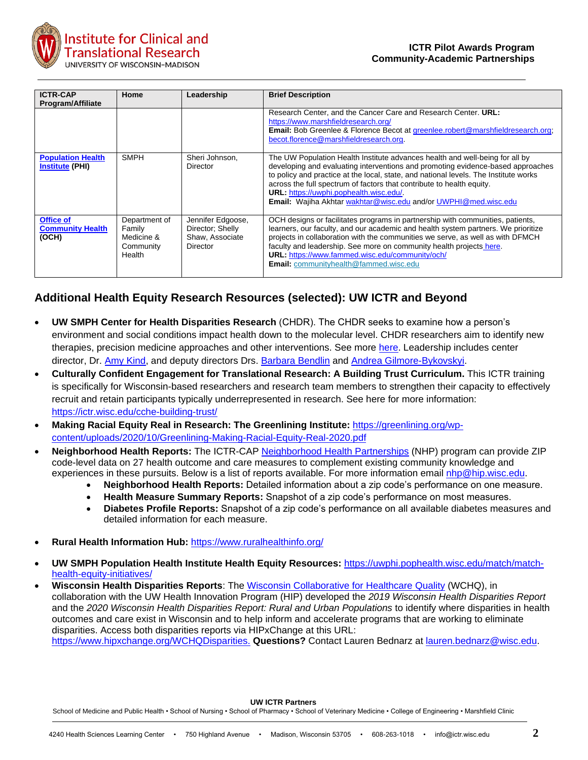| ICTR-CAP Program/Affiliate | Home | Leadership | Brief Description |
|---|---|---|---|
| | | | Research Center, and the Cancer Care and Research Center. **URL:** https://www.marshfieldresearch.org/ **Email:** Bob Greenlee & Florence Becot at greenlee.robert@marshfieldresearch.org; becot.florence@marshfieldresearch.org. |
| **Population Health Institute (PHI)** | SMPH | Sheri Johnson, Director | The UW Population Health Institute advances health and well-being for all by developing and evaluating interventions and promoting evidence-based approaches to policy and practice at the local, state, and national levels. The Institute works across the full spectrum of factors that contribute to health equity. **URL:** https://uwphi.pophealth.wisc.edu/. **Email:** Wajiha Akhtar wakhtar@wisc.edu and/or UWPHI@med.wisc.edu |
| **Office of Community Health (OCH)** | Department of Family Medicine & Community Health | Jennifer Edgoose, Director; Shelly Shaw, Associate Director | OCH designs or facilitates programs in partnership with communities, patients, learners, our faculty, and our academic and health system partners. We prioritize projects in collaboration with the communities we serve, as well as with DFMCH faculty and leadership. See more on community health projects here. **URL:** https://www.fammed.wisc.edu/community/och/ **Email:** communityhealth@fammed.wisc.edu |

## Additional Health Equity Research Resources (selected): UW ICTR and Beyond

- **UW SMPH Center for Health Disparities Research** (CHDR). The CHDR seeks to examine how a person's environment and social conditions impact health down to the molecular level. CHDR researchers aim to identify new therapies, precision medicine approaches and other interventions. See more here. Leadership includes center director, Dr. Amy Kind, and deputy directors Drs. Barbara Bendlin and Andrea Gilmore-Bykovskyi.
- **Culturally Confident Engagement for Translational Research: A Building Trust Curriculum.** This ICTR training is specifically for Wisconsin-based researchers and research team members to strengthen their capacity to effectively recruit and retain participants typically underrepresented in research. See here for more information: https://ictr.wisc.edu/cche-building-trust/
- **Making Racial Equity Real in Research: The Greenlining Institute:** https://greenlining.org/wp-content/uploads/2020/10/Greenlining-Making-Racial-Equity-Real-2020.pdf
- **Neighborhood Health Reports:** The ICTR-CAP Neighborhood Health Partnerships (NHP) program can provide ZIP code-level data on 27 health outcome and care measures to complement existing community knowledge and experiences in these pursuits. Below is a list of reports available. For more information email nhp@hip.wisc.edu.
  - **Neighborhood Health Reports:** Detailed information about a zip code's performance on one measure.
  - **Health Measure Summary Reports:** Snapshot of a zip code's performance on most measures.
  - **Diabetes Profile Reports:** Snapshot of a zip code's performance on all available diabetes measures and detailed information for each measure.
- **Rural Health Information Hub:** https://www.ruralhealthinfo.org/
- **UW SMPH Population Health Institute Health Equity Resources:** https://uwphi.pophealth.wisc.edu/match/match-health-equity-initiatives/
- **Wisconsin Health Disparities Reports**: The Wisconsin Collaborative for Healthcare Quality (WCHQ), in collaboration with the UW Health Innovation Program (HIP) developed the *2019 Wisconsin Health Disparities Report* and the *2020 Wisconsin Health Disparities Report: Rural and Urban Populations* to identify where disparities in health outcomes and care exist in Wisconsin and to help inform and accelerate programs that are working to eliminate disparities. Access both disparities reports via HIPxChange at this URL: https://www.hipxchange.org/WCHQDisparities. **Questions?** Contact Lauren Bednarz at lauren.bednarz@wisc.edu.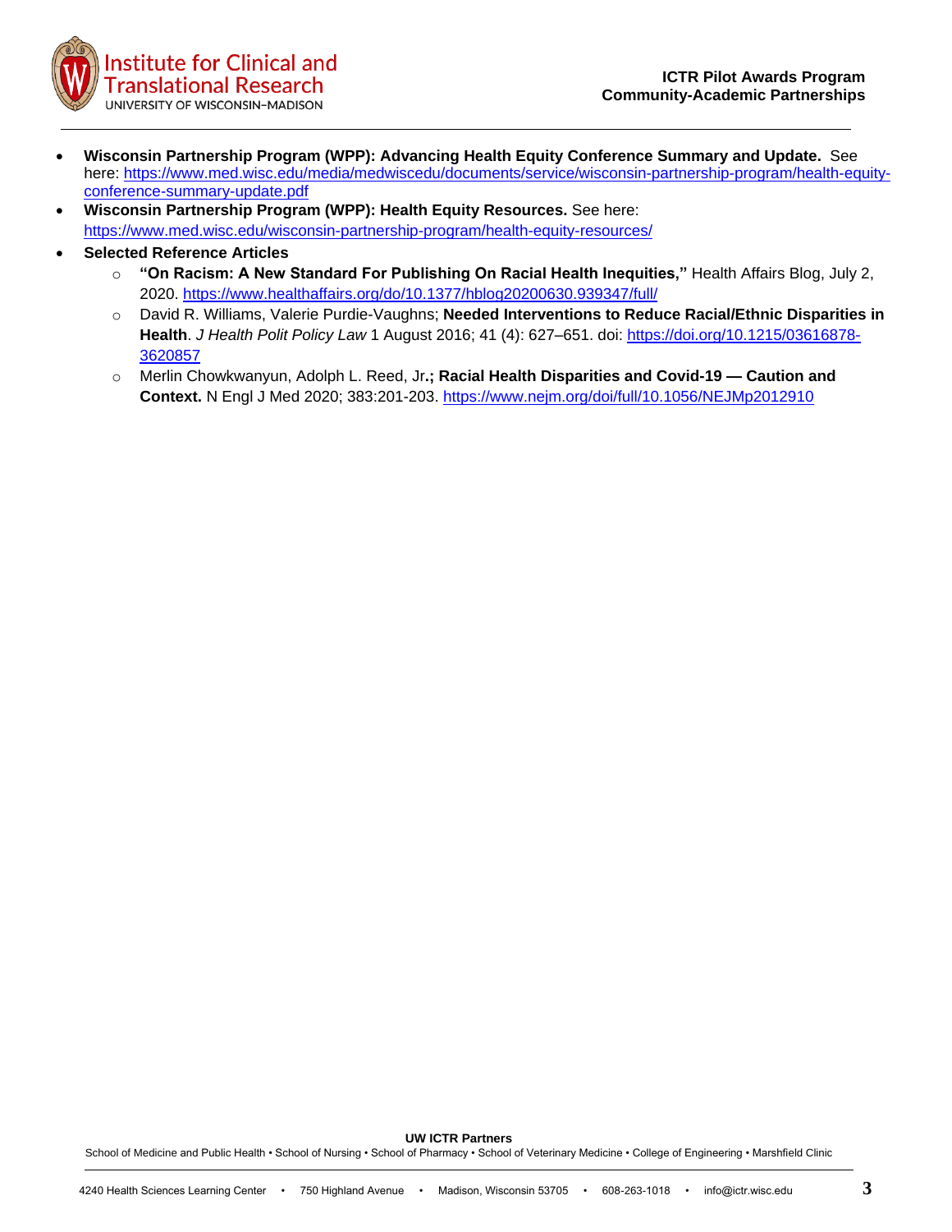- **Wisconsin Partnership Program (WPP): Advancing Health Equity Conference Summary and Update.** See here: https://www.med.wisc.edu/media/medwiscedu/documents/service/wisconsin-partnership-program/health-equity-conference-summary-update.pdf
- **Wisconsin Partnership Program (WPP): Health Equity Resources.** See here: https://www.med.wisc.edu/wisconsin-partnership-program/health-equity-resources/
- **Selected Reference Articles**
  - **"On Racism: A New Standard For Publishing On Racial Health Inequities,"** Health Affairs Blog, July 2, 2020. https://www.healthaffairs.org/do/10.1377/hblog20200630.939347/full/
  - David R. Williams, Valerie Purdie-Vaughns; **Needed Interventions to Reduce Racial/Ethnic Disparities in Health**. *J Health Polit Policy Law* 1 August 2016; 41 (4): 627–651. doi: https://doi.org/10.1215/03616878-3620857
  - Merlin Chowkwanyun, Adolph L. Reed, Jr**.; Racial Health Disparities and Covid-19 — Caution and Context.** N Engl J Med 2020; 383:201-203. https://www.nejm.org/doi/full/10.1056/NEJMp2012910